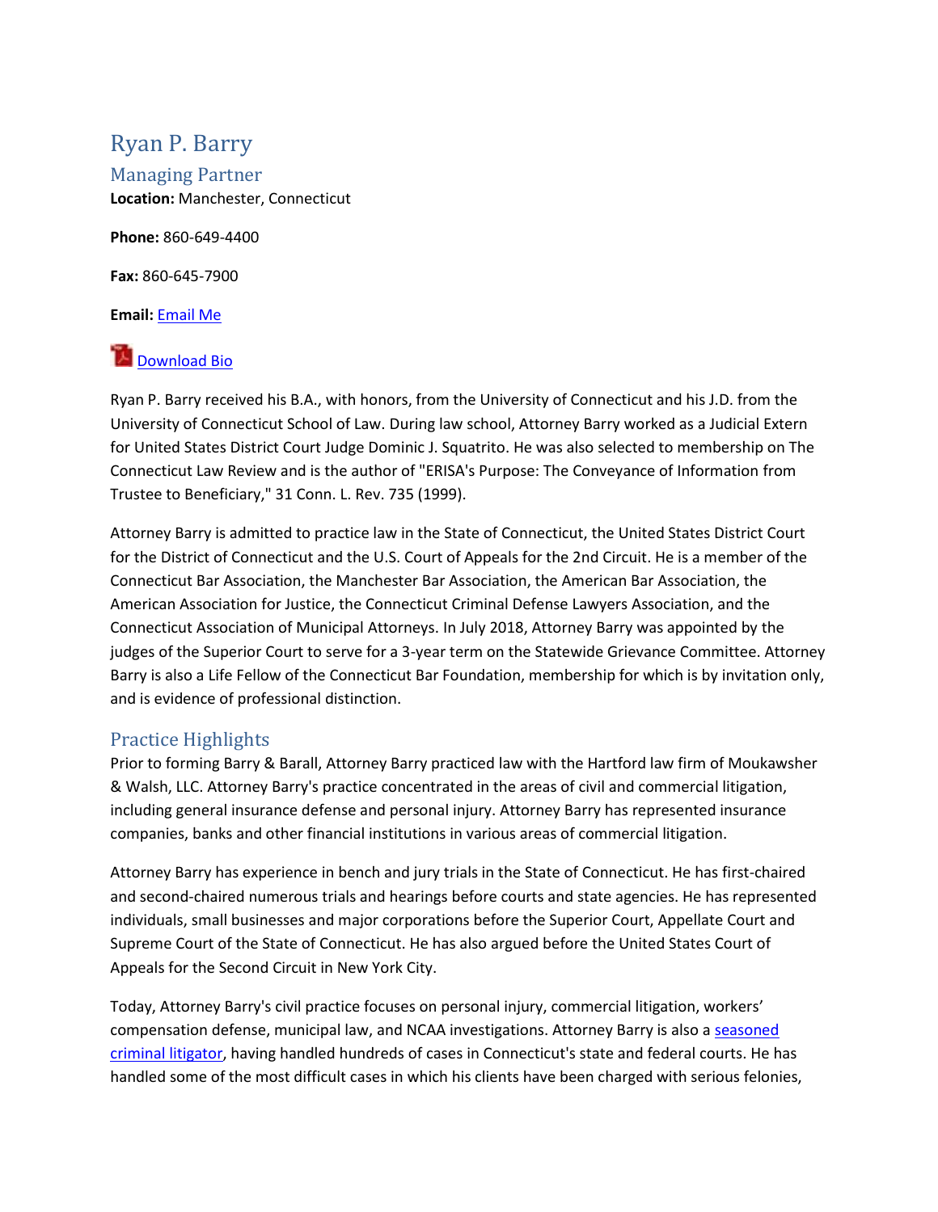# Ryan P. Barry

## Managing Partner

**Location:** Manchester, Connecticut

**Phone:** 860-649-4400

**Fax:** 860-645-7900

**Email:** Email Me

Download Bio

Ryan P. Barry received his B.A., with honors, from the University of Connecticut and his J.D. from the University of Connecticut School of Law. During law school, Attorney Barry worked as a Judicial Extern for United States District Court Judge Dominic J. Squatrito. He was also selected to membership on The Connecticut Law Review and is the author of "ERISA's Purpose: The Conveyance of Information from Trustee to Beneficiary," 31 Conn. L. Rev. 735 (1999).

Attorney Barry is admitted to practice law in the State of Connecticut, the United States District Court for the District of Connecticut and the U.S. Court of Appeals for the 2nd Circuit. He is a member of the Connecticut Bar Association, the Manchester Bar Association, the American Bar Association, the American Association for Justice, the Connecticut Criminal Defense Lawyers Association, and the Connecticut Association of Municipal Attorneys. In July 2018, Attorney Barry was appointed by the judges of the Superior Court to serve for a 3-year term on the Statewide Grievance Committee. Attorney Barry is also a Life Fellow of the Connecticut Bar Foundation, membership for which is by invitation only, and is evidence of professional distinction.

## Practice Highlights

Prior to forming Barry & Barall, Attorney Barry practiced law with the Hartford law firm of Moukawsher & Walsh, LLC. Attorney Barry's practice concentrated in the areas of civil and commercial litigation, including general insurance defense and personal injury. Attorney Barry has represented insurance companies, banks and other financial institutions in various areas of commercial litigation.

Attorney Barry has experience in bench and jury trials in the State of Connecticut. He has first-chaired and second-chaired numerous trials and hearings before courts and state agencies. He has represented individuals, small businesses and major corporations before the Superior Court, Appellate Court and Supreme Court of the State of Connecticut. He has also argued before the United States Court of Appeals for the Second Circuit in New York City.

Today, Attorney Barry's civil practice focuses on personal injury, commercial litigation, workers' compensation defense, municipal law, and NCAA investigations. Attorney Barry is also a seasoned criminal litigator, having handled hundreds of cases in Connecticut's state and federal courts. He has handled some of the most difficult cases in which his clients have been charged with serious felonies,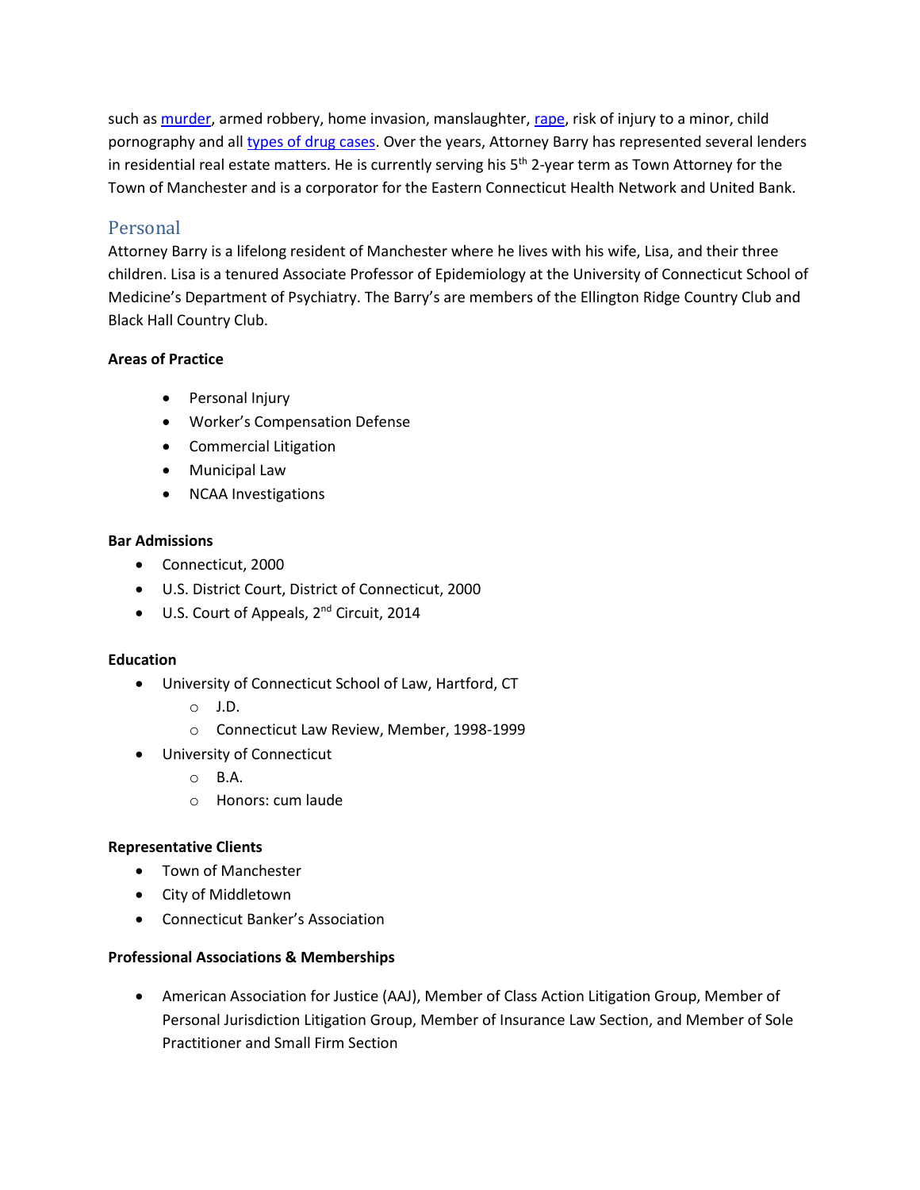such as [murder](), armed robbery, home invasion, manslaughter, [rape](), risk of injury to a minor, child pornography and all [types of drug cases](). Over the years, Attorney Barry has represented several lenders in residential real estate matters. He is currently serving his 5th 2-year term as Town Attorney for the Town of Manchester and is a corporator for the Eastern Connecticut Health Network and United Bank.

## Personal

Attorney Barry is a lifelong resident of Manchester where he lives with his wife, Lisa, and their three children. Lisa is a tenured Associate Professor of Epidemiology at the University of Connecticut School of Medicine's Department of Psychiatry. The Barry's are members of the Ellington Ridge Country Club and Black Hall Country Club.

**Areas of Practice**

- Personal Injury
- Worker's Compensation Defense
- Commercial Litigation
- Municipal Law
- NCAA Investigations

**Bar Admissions**

- Connecticut, 2000
- U.S. District Court, District of Connecticut, 2000
- U.S. Court of Appeals, 2nd Circuit, 2014

**Education**

- University of Connecticut School of Law, Hartford, CT
  - J.D.
  - Connecticut Law Review, Member, 1998-1999
- University of Connecticut
  - B.A.
  - Honors: cum laude

**Representative Clients**

- Town of Manchester
- City of Middletown
- Connecticut Banker's Association

**Professional Associations & Memberships**

- American Association for Justice (AAJ), Member of Class Action Litigation Group, Member of Personal Jurisdiction Litigation Group, Member of Insurance Law Section, and Member of Sole Practitioner and Small Firm Section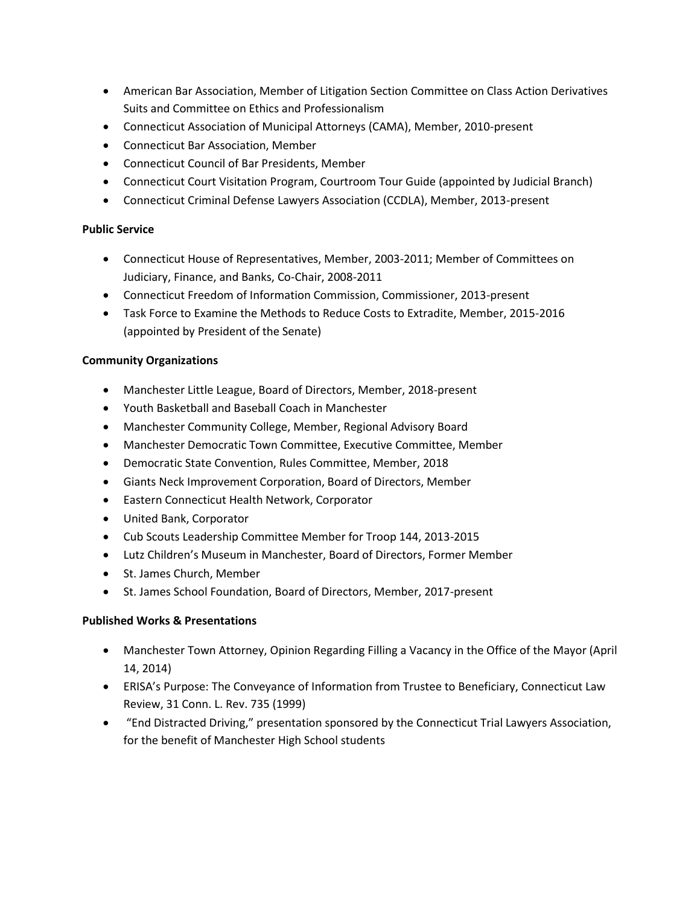- American Bar Association, Member of Litigation Section Committee on Class Action Derivatives Suits and Committee on Ethics and Professionalism
- Connecticut Association of Municipal Attorneys (CAMA), Member, 2010-present
- Connecticut Bar Association, Member
- Connecticut Council of Bar Presidents, Member
- Connecticut Court Visitation Program, Courtroom Tour Guide (appointed by Judicial Branch)
- Connecticut Criminal Defense Lawyers Association (CCDLA), Member, 2013-present

**Public Service**

- Connecticut House of Representatives, Member, 2003-2011; Member of Committees on Judiciary, Finance, and Banks, Co-Chair, 2008-2011
- Connecticut Freedom of Information Commission, Commissioner, 2013-present
- Task Force to Examine the Methods to Reduce Costs to Extradite, Member, 2015-2016 (appointed by President of the Senate)

**Community Organizations**

- Manchester Little League, Board of Directors, Member, 2018-present
- Youth Basketball and Baseball Coach in Manchester
- Manchester Community College, Member, Regional Advisory Board
- Manchester Democratic Town Committee, Executive Committee, Member
- Democratic State Convention, Rules Committee, Member, 2018
- Giants Neck Improvement Corporation, Board of Directors, Member
- Eastern Connecticut Health Network, Corporator
- United Bank, Corporator
- Cub Scouts Leadership Committee Member for Troop 144, 2013-2015
- Lutz Children's Museum in Manchester, Board of Directors, Former Member
- St. James Church, Member
- St. James School Foundation, Board of Directors, Member, 2017-present

**Published Works & Presentations**

- Manchester Town Attorney, Opinion Regarding Filling a Vacancy in the Office of the Mayor (April 14, 2014)
- ERISA's Purpose: The Conveyance of Information from Trustee to Beneficiary, Connecticut Law Review, 31 Conn. L. Rev. 735 (1999)
- "End Distracted Driving," presentation sponsored by the Connecticut Trial Lawyers Association, for the benefit of Manchester High School students